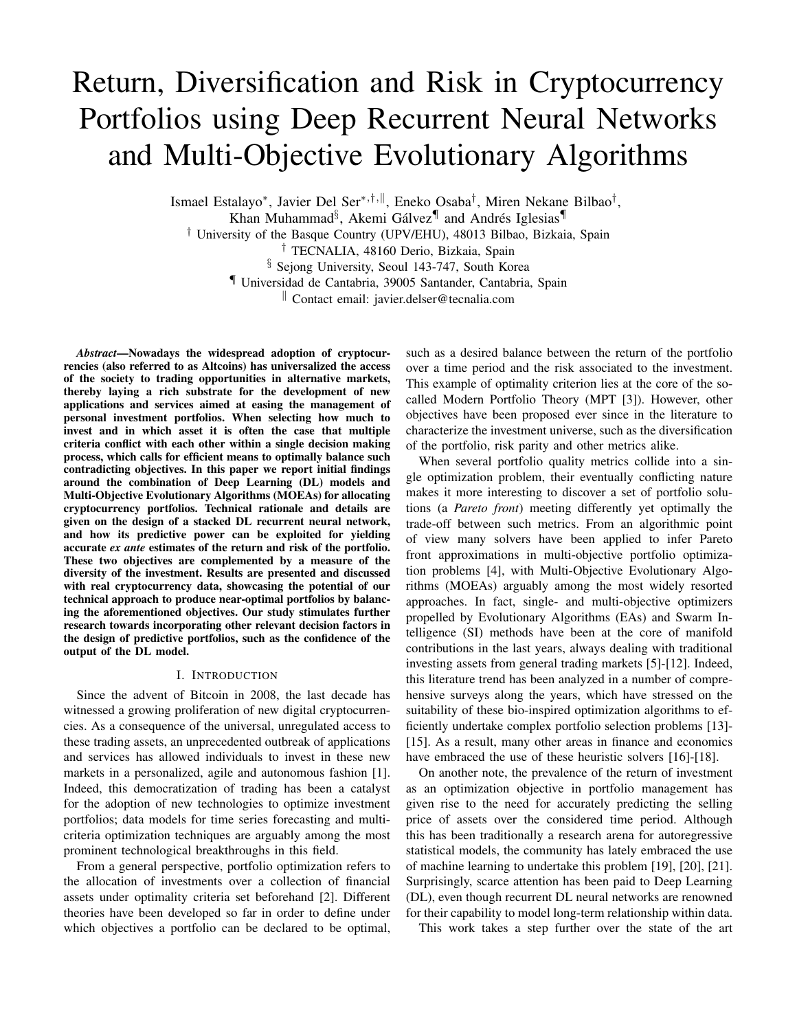# Return, Diversification and Risk in Cryptocurrency Portfolios using Deep Recurrent Neural Networks and Multi-Objective Evolutionary Algorithms

Ismael Estalayo[*], Javier Del Ser[*,†,‖], Eneko Osaba[†], Miren Nekane Bilbao[†], Khan Muhammad[§], Akemi Gálvez[¶] and Andrés Iglesias[¶]

[†] University of the Basque Country (UPV/EHU), 48013 Bilbao, Bizkaia, Spain
[†] TECNALIA, 48160 Derio, Bizkaia, Spain
[§] Sejong University, Seoul 143-747, South Korea
[¶] Universidad de Cantabria, 39005 Santander, Cantabria, Spain
[‖] Contact email: javier.delser@tecnalia.com

***Abstract*—Nowadays the widespread adoption of cryptocurrencies (also referred to as Altcoins) has universalized the access of the society to trading opportunities in alternative markets, thereby laying a rich substrate for the development of new applications and services aimed at easing the management of personal investment portfolios. When selecting how much to invest and in which asset it is often the case that multiple criteria conflict with each other within a single decision making process, which calls for efficient means to optimally balance such contradicting objectives. In this paper we report initial findings around the combination of Deep Learning (DL) models and Multi-Objective Evolutionary Algorithms (MOEAs) for allocating cryptocurrency portfolios. Technical rationale and details are given on the design of a stacked DL recurrent neural network, and how its predictive power can be exploited for yielding accurate *ex ante* estimates of the return and risk of the portfolio. These two objectives are complemented by a measure of the diversity of the investment. Results are presented and discussed with real cryptocurrency data, showcasing the potential of our technical approach to produce near-optimal portfolios by balancing the aforementioned objectives. Our study stimulates further research towards incorporating other relevant decision factors in the design of predictive portfolios, such as the confidence of the output of the DL model.**

## I. Introduction

Since the advent of Bitcoin in 2008, the last decade has witnessed a growing proliferation of new digital cryptocurrencies. As a consequence of the universal, unregulated access to these trading assets, an unprecedented outbreak of applications and services has allowed individuals to invest in these new markets in a personalized, agile and autonomous fashion [1]. Indeed, this democratization of trading has been a catalyst for the adoption of new technologies to optimize investment portfolios; data models for time series forecasting and multi-criteria optimization techniques are arguably among the most prominent technological breakthroughs in this field.

From a general perspective, portfolio optimization refers to the allocation of investments over a collection of financial assets under optimality criteria set beforehand [2]. Different theories have been developed so far in order to define under which objectives a portfolio can be declared to be optimal, such as a desired balance between the return of the portfolio over a time period and the risk associated to the investment. This example of optimality criterion lies at the core of the so-called Modern Portfolio Theory (MPT [3]). However, other objectives have been proposed ever since in the literature to characterize the investment universe, such as the diversification of the portfolio, risk parity and other metrics alike.

When several portfolio quality metrics collide into a single optimization problem, their eventually conflicting nature makes it more interesting to discover a set of portfolio solutions (a *Pareto front*) meeting differently yet optimally the trade-off between such metrics. From an algorithmic point of view many solvers have been applied to infer Pareto front approximations in multi-objective portfolio optimization problems [4], with Multi-Objective Evolutionary Algorithms (MOEAs) arguably among the most widely resorted approaches. In fact, single- and multi-objective optimizers propelled by Evolutionary Algorithms (EAs) and Swarm Intelligence (SI) methods have been at the core of manifold contributions in the last years, always dealing with traditional investing assets from general trading markets [5]-[12]. Indeed, this literature trend has been analyzed in a number of comprehensive surveys along the years, which have stressed on the suitability of these bio-inspired optimization algorithms to efficiently undertake complex portfolio selection problems [13]-[15]. As a result, many other areas in finance and economics have embraced the use of these heuristic solvers [16]-[18].

On another note, the prevalence of the return of investment as an optimization objective in portfolio management has given rise to the need for accurately predicting the selling price of assets over the considered time period. Although this has been traditionally a research arena for autoregressive statistical models, the community has lately embraced the use of machine learning to undertake this problem [19], [20], [21]. Surprisingly, scarce attention has been paid to Deep Learning (DL), even though recurrent DL neural networks are renowned for their capability to model long-term relationship within data.

This work takes a step further over the state of the art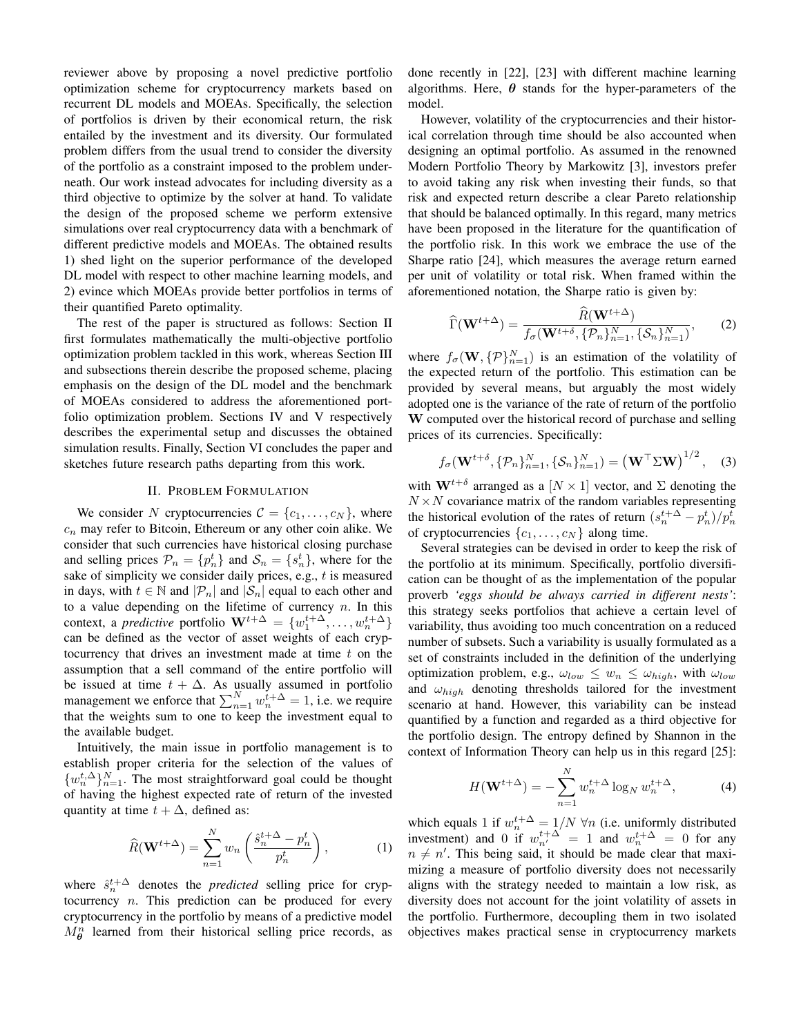reviewer above by proposing a novel predictive portfolio optimization scheme for cryptocurrency markets based on recurrent DL models and MOEAs. Specifically, the selection of portfolios is driven by their economical return, the risk entailed by the investment and its diversity. Our formulated problem differs from the usual trend to consider the diversity of the portfolio as a constraint imposed to the problem underneath. Our work instead advocates for including diversity as a third objective to optimize by the solver at hand. To validate the design of the proposed scheme we perform extensive simulations over real cryptocurrency data with a benchmark of different predictive models and MOEAs. The obtained results 1) shed light on the superior performance of the developed DL model with respect to other machine learning models, and 2) evince which MOEAs provide better portfolios in terms of their quantified Pareto optimality.

The rest of the paper is structured as follows: Section II first formulates mathematically the multi-objective portfolio optimization problem tackled in this work, whereas Section III and subsections therein describe the proposed scheme, placing emphasis on the design of the DL model and the benchmark of MOEAs considered to address the aforementioned portfolio optimization problem. Sections IV and V respectively describes the experimental setup and discusses the obtained simulation results. Finally, Section VI concludes the paper and sketches future research paths departing from this work.

## II. Problem Formulation

We consider $N$ cryptocurrencies $\mathcal{C} = \{c_1, \ldots, c_N\}$, where $c_n$ may refer to Bitcoin, Ethereum or any other coin alike. We consider that such currencies have historical closing purchase and selling prices $\mathcal{P}_n = \{p_n^t\}$ and $\mathcal{S}_n = \{s_n^t\}$, where for the sake of simplicity we consider daily prices, e.g., $t$ is measured in days, with $t \in \mathbb{N}$ and $|\mathcal{P}_n|$ and $|\mathcal{S}_n|$ equal to each other and to a value depending on the lifetime of currency $n$. In this context, a *predictive* portfolio $\mathbf{W}^{t+\Delta} = \{w_1^{t+\Delta}, \ldots, w_n^{t+\Delta}\}$ can be defined as the vector of asset weights of each cryptocurrency that drives an investment made at time $t$ on the assumption that a sell command of the entire portfolio will be issued at time $t + \Delta$. As usually assumed in portfolio management we enforce that $\sum_{n=1}^{N} w_n^{t+\Delta} = 1$, i.e. we require that the weights sum to one to keep the investment equal to the available budget.

Intuitively, the main issue in portfolio management is to establish proper criteria for the selection of the values of $\{w_n^{t,\Delta}\}_{n=1}^N$. The most straightforward goal could be thought of having the highest expected rate of return of the invested quantity at time $t + \Delta$, defined as:

$$\widehat{R}(\mathbf{W}^{t+\Delta}) = \sum_{n=1}^{N} w_n \left( \frac{\hat{s}_n^{t+\Delta} - p_n^t}{p_n^t} \right), \qquad (1)$$

where $\hat{s}_n^{t+\Delta}$ denotes the *predicted* selling price for cryptocurrency $n$. This prediction can be produced for every cryptocurrency in the portfolio by means of a predictive model $M_{\boldsymbol{\theta}}^n$ learned from their historical selling price records, as done recently in [22], [23] with different machine learning algorithms. Here, $\boldsymbol{\theta}$ stands for the hyper-parameters of the model.

However, volatility of the cryptocurrencies and their historical correlation through time should be also accounted when designing an optimal portfolio. As assumed in the renowned Modern Portfolio Theory by Markowitz [3], investors prefer to avoid taking any risk when investing their funds, so that risk and expected return describe a clear Pareto relationship that should be balanced optimally. In this regard, many metrics have been proposed in the literature for the quantification of the portfolio risk. In this work we embrace the use of the Sharpe ratio [24], which measures the average return earned per unit of volatility or total risk. When framed within the aforementioned notation, the Sharpe ratio is given by:

$$\widehat{\Gamma}(\mathbf{W}^{t+\Delta}) = \frac{\widehat{R}(\mathbf{W}^{t+\Delta})}{f_\sigma(\mathbf{W}^{t+\delta}, \{\mathcal{P}_n\}_{n=1}^N, \{\mathcal{S}_n\}_{n=1}^N)}, \qquad (2)$$

where $f_\sigma(\mathbf{W}, \{\mathcal{P}\}_{n=1}^N)$ is an estimation of the volatility of the expected return of the portfolio. This estimation can be provided by several means, but arguably the most widely adopted one is the variance of the rate of return of the portfolio $\mathbf{W}$ computed over the historical record of purchase and selling prices of its currencies. Specifically:

$$f_\sigma(\mathbf{W}^{t+\delta}, \{\mathcal{P}_n\}_{n=1}^N, \{\mathcal{S}_n\}_{n=1}^N) = \left(\mathbf{W}^\top \Sigma \mathbf{W}\right)^{1/2}, \qquad (3)$$

with $\mathbf{W}^{t+\delta}$ arranged as a $[N \times 1]$ vector, and $\Sigma$ denoting the $N \times N$ covariance matrix of the random variables representing the historical evolution of the rates of return $(s_n^{t+\Delta} - p_n^t)/p_n^t$ of cryptocurrencies $\{c_1, \ldots, c_N\}$ along time.

Several strategies can be devised in order to keep the risk of the portfolio at its minimum. Specifically, portfolio diversification can be thought of as the implementation of the popular proverb *'eggs should be always carried in different nests'*: this strategy seeks portfolios that achieve a certain level of variability, thus avoiding too much concentration on a reduced number of subsets. Such a variability is usually formulated as a set of constraints included in the definition of the underlying optimization problem, e.g., $\omega_{low} \leq w_n \leq \omega_{high}$, with $\omega_{low}$ and $\omega_{high}$ denoting thresholds tailored for the investment scenario at hand. However, this variability can be instead quantified by a function and regarded as a third objective for the portfolio design. The entropy defined by Shannon in the context of Information Theory can help us in this regard [25]:

$$H(\mathbf{W}^{t+\Delta}) = -\sum_{n=1}^{N} w_n^{t+\Delta} \log_N w_n^{t+\Delta}, \qquad (4)$$

which equals 1 if $w_n^{t+\Delta} = 1/N \; \forall n$ (i.e. uniformly distributed investment) and 0 if $w_{n'}^{t+\Delta} = 1$ and $w_n^{t+\Delta} = 0$ for any $n \neq n'$. This being said, it should be made clear that maximizing a measure of portfolio diversity does not necessarily aligns with the strategy needed to maintain a low risk, as diversity does not account for the joint volatility of assets in the portfolio. Furthermore, decoupling them in two isolated objectives makes practical sense in cryptocurrency markets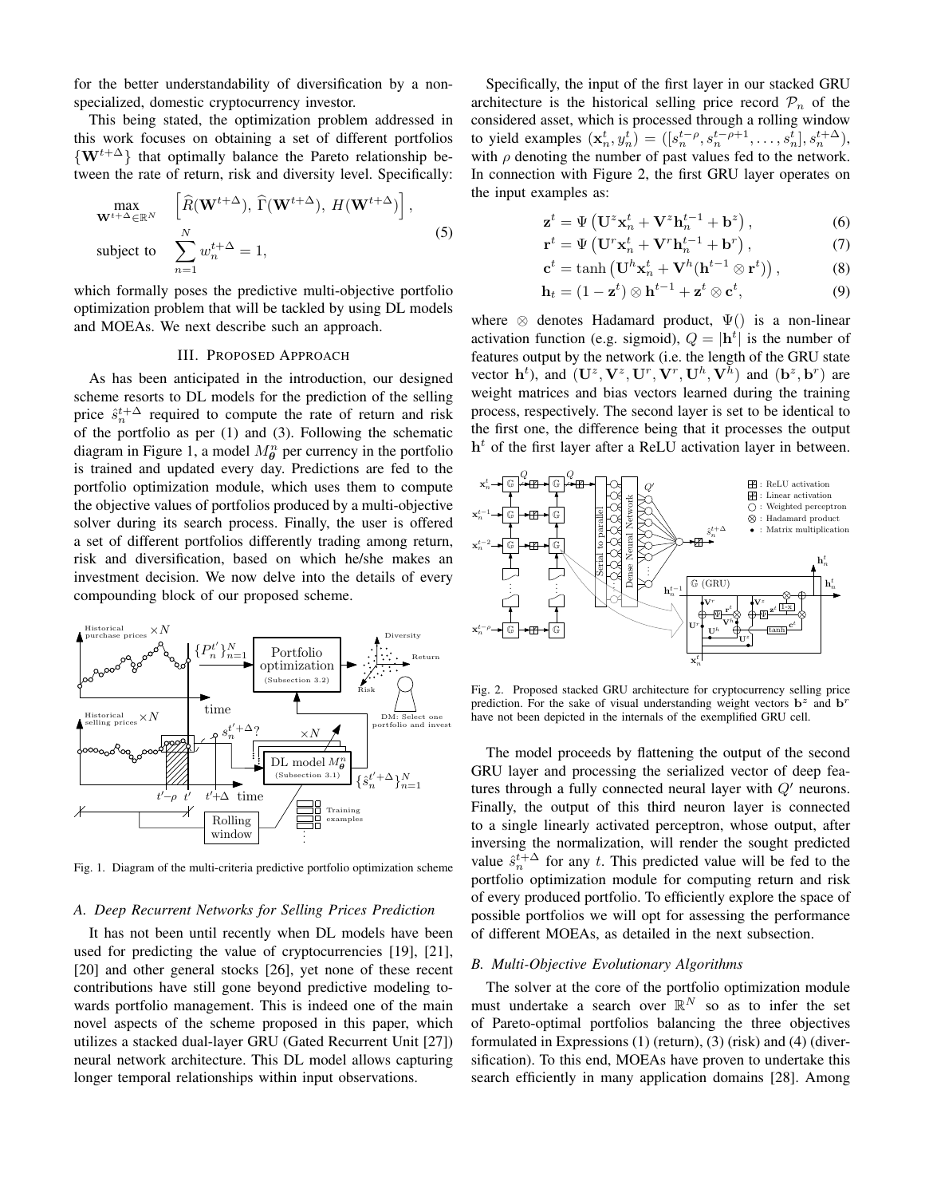for the better understandability of diversification by a non-specialized, domestic cryptocurrency investor.

This being stated, the optimization problem addressed in this work focuses on obtaining a set of different portfolios $\{\mathbf{W}^{t+\Delta}\}$ that optimally balance the Pareto relationship between the rate of return, risk and diversity level. Specifically:

$$\begin{aligned} \max_{\mathbf{W}^{t+\Delta}\in\mathbb{R}^N} \quad & \left[\widehat{R}(\mathbf{W}^{t+\Delta}),\ \widehat{\Gamma}(\mathbf{W}^{t+\Delta}),\ H(\mathbf{W}^{t+\Delta})\right], \\ \text{subject to} \quad & \sum_{n=1}^{N} w_n^{t+\Delta} = 1, \end{aligned} \tag{5}$$

which formally poses the predictive multi-objective portfolio optimization problem that will be tackled by using DL models and MOEAs. We next describe such an approach.

## III. Proposed Approach

As has been anticipated in the introduction, our designed scheme resorts to DL models for the prediction of the selling price $\hat{s}_n^{t+\Delta}$ required to compute the rate of return and risk of the portfolio as per (1) and (3). Following the schematic diagram in Figure 1, a model $M_{\boldsymbol{\theta}}^n$ per currency in the portfolio is trained and updated every day. Predictions are fed to the portfolio optimization module, which uses them to compute the objective values of portfolios produced by a multi-objective solver during its search process. Finally, the user is offered a set of different portfolios differently trading among return, risk and diversification, based on which he/she makes an investment decision. We now delve into the details of every compounding block of our proposed scheme.

Fig. 1. Diagram of the multi-criteria predictive portfolio optimization scheme

### A. Deep Recurrent Networks for Selling Prices Prediction

It has not been until recently when DL models have been used for predicting the value of cryptocurrencies [19], [21], [20] and other general stocks [26], yet none of these recent contributions have still gone beyond predictive modeling towards portfolio management. This is indeed one of the main novel aspects of the scheme proposed in this paper, which utilizes a stacked dual-layer GRU (Gated Recurrent Unit [27]) neural network architecture. This DL model allows capturing longer temporal relationships within input observations.

Specifically, the input of the first layer in our stacked GRU architecture is the historical selling price record $\mathcal{P}_n$ of the considered asset, which is processed through a rolling window to yield examples $(\mathbf{x}_n^t, y_n^t) = ([s_n^{t-\rho}, s_n^{t-\rho+1}, \ldots, s_n^t], s_n^{t+\Delta})$, with $\rho$ denoting the number of past values fed to the network. In connection with Figure 2, the first GRU layer operates on the input examples as:

$$\mathbf{z}^t = \Psi\left(\mathbf{U}^z\mathbf{x}_n^t + \mathbf{V}^z\mathbf{h}_n^{t-1} + \mathbf{b}^z\right), \tag{6}$$

$$\mathbf{r}^t = \Psi\left(\mathbf{U}^r\mathbf{x}_n^t + \mathbf{V}^r\mathbf{h}_n^{t-1} + \mathbf{b}^r\right), \tag{7}$$

$$\mathbf{c}^t = \tanh\left(\mathbf{U}^h\mathbf{x}_n^t + \mathbf{V}^h(\mathbf{h}^{t-1} \otimes \mathbf{r}^t)\right), \tag{8}$$

$$\mathbf{h}_t = (1 - \mathbf{z}^t) \otimes \mathbf{h}^{t-1} + \mathbf{z}^t \otimes \mathbf{c}^t, \tag{9}$$

where $\otimes$ denotes Hadamard product, $\Psi()$ is a non-linear activation function (e.g. sigmoid), $Q = |\mathbf{h}^t|$ is the number of features output by the network (i.e. the length of the GRU state vector $\mathbf{h}^t$), and $(\mathbf{U}^z, \mathbf{V}^z, \mathbf{U}^r, \mathbf{V}^r, \mathbf{U}^h, \mathbf{V}^h)$ and $(\mathbf{b}^z, \mathbf{b}^r)$ are weight matrices and bias vectors learned during the training process, respectively. The second layer is set to be identical to the first one, the difference being that it processes the output $\mathbf{h}^t$ of the first layer after a ReLU activation layer in between.

Fig. 2. Proposed stacked GRU architecture for cryptocurrency selling price prediction. For the sake of visual understanding weight vectors $\mathbf{b}^z$ and $\mathbf{b}^r$ have not been depicted in the internals of the exemplified GRU cell.

The model proceeds by flattening the output of the second GRU layer and processing the serialized vector of deep features through a fully connected neural layer with $Q'$ neurons. Finally, the output of this third neuron layer is connected to a single linearly activated perceptron, whose output, after inversing the normalization, will render the sought predicted value $\hat{s}_n^{t+\Delta}$ for any $t$. This predicted value will be fed to the portfolio optimization module for computing return and risk of every produced portfolio. To efficiently explore the space of possible portfolios we will opt for assessing the performance of different MOEAs, as detailed in the next subsection.

### B. Multi-Objective Evolutionary Algorithms

The solver at the core of the portfolio optimization module must undertake a search over $\mathbb{R}^N$ so as to infer the set of Pareto-optimal portfolios balancing the three objectives formulated in Expressions (1) (return), (3) (risk) and (4) (diversification). To this end, MOEAs have proven to undertake this search efficiently in many application domains [28]. Among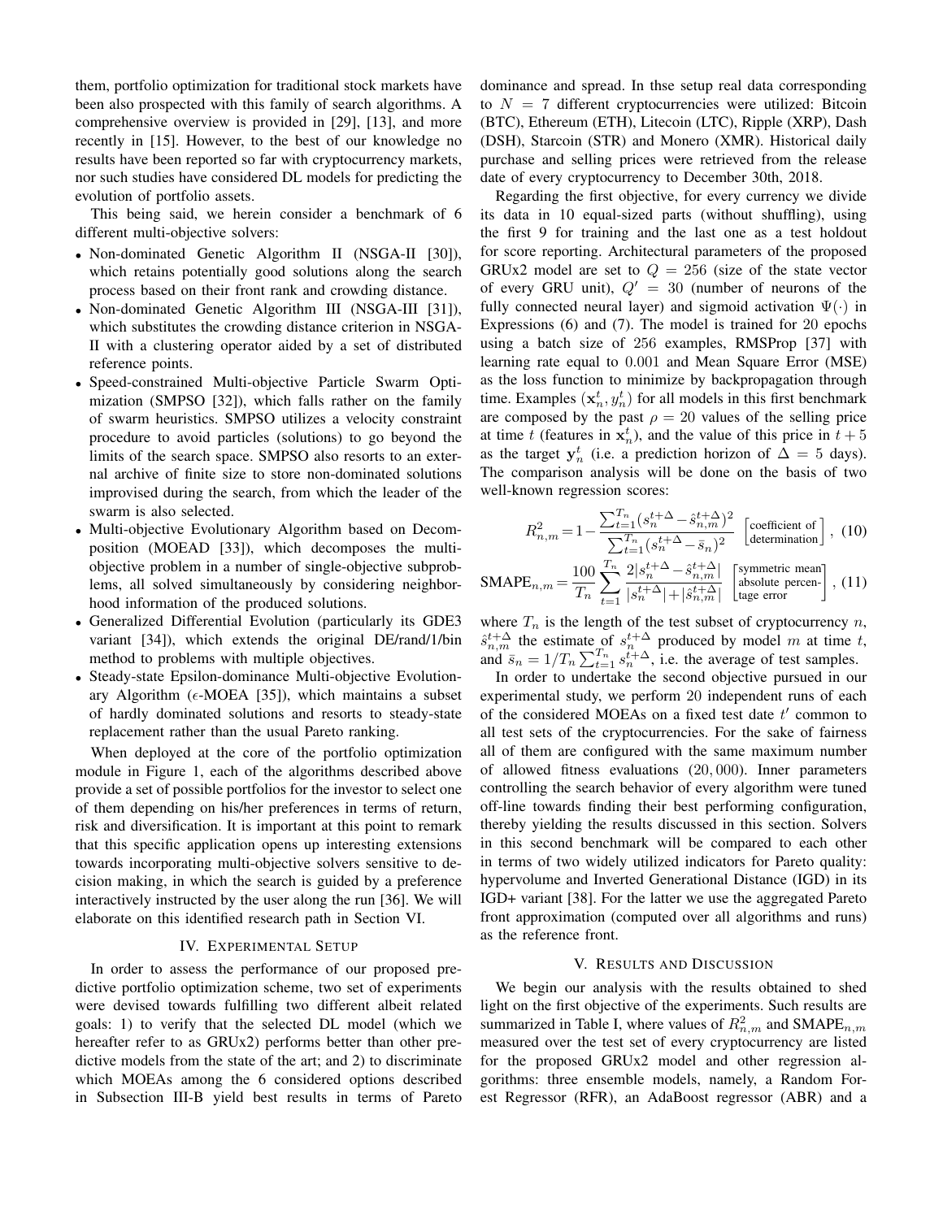them, portfolio optimization for traditional stock markets have been also prospected with this family of search algorithms. A comprehensive overview is provided in [29], [13], and more recently in [15]. However, to the best of our knowledge no results have been reported so far with cryptocurrency markets, nor such studies have considered DL models for predicting the evolution of portfolio assets.

This being said, we herein consider a benchmark of 6 different multi-objective solvers:

- Non-dominated Genetic Algorithm II (NSGA-II [30]), which retains potentially good solutions along the search process based on their front rank and crowding distance.
- Non-dominated Genetic Algorithm III (NSGA-III [31]), which substitutes the crowding distance criterion in NSGA-II with a clustering operator aided by a set of distributed reference points.
- Speed-constrained Multi-objective Particle Swarm Optimization (SMPSO [32]), which falls rather on the family of swarm heuristics. SMPSO utilizes a velocity constraint procedure to avoid particles (solutions) to go beyond the limits of the search space. SMPSO also resorts to an external archive of finite size to store non-dominated solutions improvised during the search, from which the leader of the swarm is also selected.
- Multi-objective Evolutionary Algorithm based on Decomposition (MOEAD [33]), which decomposes the multi-objective problem in a number of single-objective subproblems, all solved simultaneously by considering neighborhood information of the produced solutions.
- Generalized Differential Evolution (particularly its GDE3 variant [34]), which extends the original DE/rand/1/bin method to problems with multiple objectives.
- Steady-state Epsilon-dominance Multi-objective Evolutionary Algorithm ($\epsilon$-MOEA [35]), which maintains a subset of hardly dominated solutions and resorts to steady-state replacement rather than the usual Pareto ranking.

When deployed at the core of the portfolio optimization module in Figure 1, each of the algorithms described above provide a set of possible portfolios for the investor to select one of them depending on his/her preferences in terms of return, risk and diversification. It is important at this point to remark that this specific application opens up interesting extensions towards incorporating multi-objective solvers sensitive to decision making, in which the search is guided by a preference interactively instructed by the user along the run [36]. We will elaborate on this identified research path in Section VI.

## IV. Experimental Setup

In order to assess the performance of our proposed predictive portfolio optimization scheme, two set of experiments were devised towards fulfilling two different albeit related goals: 1) to verify that the selected DL model (which we hereafter refer to as GRUx2) performs better than other predictive models from the state of the art; and 2) to discriminate which MOEAs among the 6 considered options described in Subsection III-B yield best results in terms of Pareto dominance and spread. In thse setup real data corresponding to $N = 7$ different cryptocurrencies were utilized: Bitcoin (BTC), Ethereum (ETH), Litecoin (LTC), Ripple (XRP), Dash (DSH), Starcoin (STR) and Monero (XMR). Historical daily purchase and selling prices were retrieved from the release date of every cryptocurrency to December 30th, 2018.

Regarding the first objective, for every currency we divide its data in 10 equal-sized parts (without shuffling), using the first 9 for training and the last one as a test holdout for score reporting. Architectural parameters of the proposed GRUx2 model are set to $Q = 256$ (size of the state vector of every GRU unit), $Q' = 30$ (number of neurons of the fully connected neural layer) and sigmoid activation $\Psi(\cdot)$ in Expressions (6) and (7). The model is trained for 20 epochs using a batch size of 256 examples, RMSProp [37] with learning rate equal to 0.001 and Mean Square Error (MSE) as the loss function to minimize by backpropagation through time. Examples $(\mathbf{x}_n^t, y_n^t)$ for all models in this first benchmark are composed by the past $\rho = 20$ values of the selling price at time $t$ (features in $\mathbf{x}_n^t$), and the value of this price in $t + 5$ as the target $\mathbf{y}_n^t$ (i.e. a prediction horizon of $\Delta = 5$ days). The comparison analysis will be done on the basis of two well-known regression scores:

$$R^2_{n,m} = 1 - \frac{\sum_{t=1}^{T_n} (s_n^{t+\Delta} - \hat{s}_{n,m}^{t+\Delta})^2}{\sum_{t=1}^{T_n} (s_n^{t+\Delta} - \bar{s}_n)^2} \quad \begin{bmatrix}\text{coefficient of} \\ \text{determination}\end{bmatrix}, \tag{10}$$

$$\text{SMAPE}_{n,m} = \frac{100}{T_n} \sum_{t=1}^{T_n} \frac{2|s_n^{t+\Delta} - \hat{s}_{n,m}^{t+\Delta}|}{|s_n^{t+\Delta}| + |\hat{s}_{n,m}^{t+\Delta}|} \quad \begin{bmatrix}\text{symmetric mean} \\ \text{absolute percen-} \\ \text{tage error}\end{bmatrix}, \tag{11}$$

where $T_n$ is the length of the test subset of cryptocurrency $n$, $\hat{s}_{n,m}^{t+\Delta}$ the estimate of $s_n^{t+\Delta}$ produced by model $m$ at time $t$, and $\bar{s}_n = 1/T_n \sum_{t=1}^{T_n} s_n^{t+\Delta}$, i.e. the average of test samples.

In order to undertake the second objective pursued in our experimental study, we perform 20 independent runs of each of the considered MOEAs on a fixed test date $t'$ common to all test sets of the cryptocurrencies. For the sake of fairness all of them are configured with the same maximum number of allowed fitness evaluations (20,000). Inner parameters controlling the search behavior of every algorithm were tuned off-line towards finding their best performing configuration, thereby yielding the results discussed in this section. Solvers in this second benchmark will be compared to each other in terms of two widely utilized indicators for Pareto quality: hypervolume and Inverted Generational Distance (IGD) in its IGD+ variant [38]. For the latter we use the aggregated Pareto front approximation (computed over all algorithms and runs) as the reference front.

## V. Results and Discussion

We begin our analysis with the results obtained to shed light on the first objective of the experiments. Such results are summarized in Table I, where values of $R^2_{n,m}$ and $\text{SMAPE}_{n,m}$ measured over the test set of every cryptocurrency are listed for the proposed GRUx2 model and other regression algorithms: three ensemble models, namely, a Random Forest Regressor (RFR), an AdaBoost regressor (ABR) and a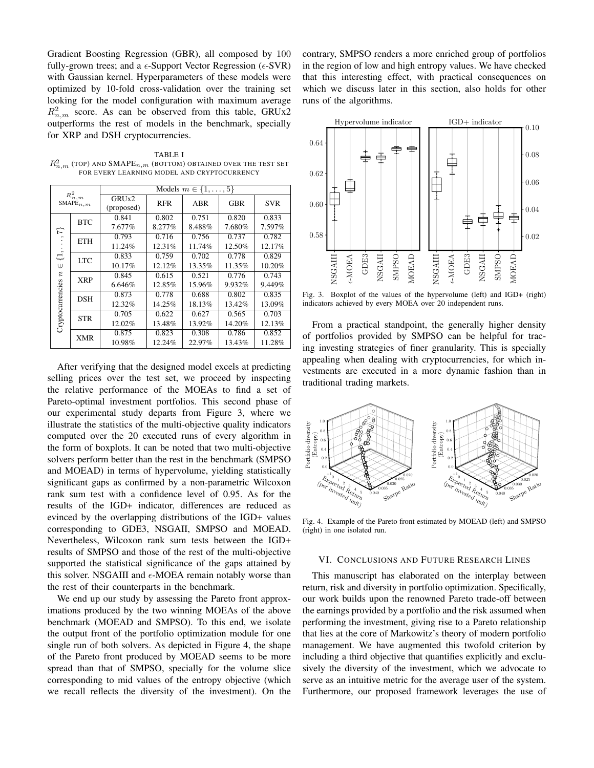Gradient Boosting Regression (GBR), all composed by 100 fully-grown trees; and a $\epsilon$-Support Vector Regression ($\epsilon$-SVR) with Gaussian kernel. Hyperparameters of these models were optimized by 10-fold cross-validation over the training set looking for the model configuration with maximum average $R^2_{n,m}$ score. As can be observed from this table, GRUx2 outperforms the rest of models in the benchmark, specially for XRP and DSH cryptocurrencies.

TABLE I
$R^2_{n,m}$ (TOP) AND $\text{SMAPE}_{n,m}$ (BOTTOM) OBTAINED OVER THE TEST SET FOR EVERY LEARNING MODEL AND CRYPTOCURRENCY

| | $R^2_{n,m}$ / $\text{SMAPE}_{n,m}$ | Models $m \in \{1, \ldots, 5\}$ | | | | |
|---|---|---|---|---|---|---|
| | | GRUx2 (proposed) | RFR | ABR | GBR | SVR |
| Cryptocurrencies $n \in \{1, \ldots, 7\}$ | BTC | 0.841 / 7.677% | 0.802 / 8.277% | 0.751 / 8.488% | 0.820 / 7.680% | 0.833 / 7.597% |
| | ETH | 0.793 / 11.24% | 0.716 / 12.31% | 0.756 / 11.74% | 0.737 / 12.50% | 0.782 / 12.17% |
| | LTC | 0.833 / 10.17% | 0.759 / 12.12% | 0.702 / 13.35% | 0.778 / 11.35% | 0.829 / 10.20% |
| | XRP | 0.845 / 6.646% | 0.615 / 12.85% | 0.521 / 15.96% | 0.776 / 9.932% | 0.743 / 9.449% |
| | DSH | 0.873 / 12.32% | 0.778 / 14.25% | 0.688 / 18.13% | 0.802 / 13.42% | 0.835 / 13.09% |
| | STR | 0.705 / 12.02% | 0.622 / 13.48% | 0.627 / 13.92% | 0.565 / 14.20% | 0.703 / 12.13% |
| | XMR | 0.875 / 10.98% | 0.823 / 12.24% | 0.308 / 22.97% | 0.786 / 13.43% | 0.852 / 11.28% |

After verifying that the designed model excels at predicting selling prices over the test set, we proceed by inspecting the relative performance of the MOEAs to find a set of Pareto-optimal investment portfolios. This second phase of our experimental study departs from Figure 3, where we illustrate the statistics of the multi-objective quality indicators computed over the 20 executed runs of every algorithm in the form of boxplots. It can be noted that two multi-objective solvers perform better than the rest in the benchmark (SMPSO and MOEAD) in terms of hypervolume, yielding statistically significant gaps as confirmed by a non-parametric Wilcoxon rank sum test with a confidence level of 0.95. As for the results of the IGD+ indicator, differences are reduced as evinced by the overlapping distributions of the IGD+ values corresponding to GDE3, NSGAII, SMPSO and MOEAD. Nevertheless, Wilcoxon rank sum tests between the IGD+ results of SMPSO and those of the rest of the multi-objective supported the statistical significance of the gaps attained by this solver. NSGAIII and $\epsilon$-MOEA remain notably worse than the rest of their counterparts in the benchmark.

We end up our study by assessing the Pareto front approximations produced by the two winning MOEAs of the above benchmark (MOEAD and SMPSO). To this end, we isolate the output front of the portfolio optimization module for one single run of both solvers. As depicted in Figure 4, the shape of the Pareto front produced by MOEAD seems to be more spread than that of SMPSO, specially for the volume slice corresponding to mid values of the entropy objective (which we recall reflects the diversity of the investment). On the contrary, SMPSO renders a more enriched group of portfolios in the region of low and high entropy values. We have checked that this interesting effect, with practical consequences on which we discuss later in this section, also holds for other runs of the algorithms.

Fig. 3. Boxplot of the values of the hypervolume (left) and IGD+ (right) indicators achieved by every MOEA over 20 independent runs.

From a practical standpoint, the generally higher density of portfolios provided by SMPSO can be helpful for tracing investing strategies of finer granularity. This is specially appealing when dealing with cryptocurrencies, for which investments are executed in a more dynamic fashion than in traditional trading markets.

Fig. 4. Example of the Pareto front estimated by MOEAD (left) and SMPSO (right) in one isolated run.

## VI. Conclusions and Future Research Lines

This manuscript has elaborated on the interplay between return, risk and diversity in portfolio optimization. Specifically, our work builds upon the renowned Pareto trade-off between the earnings provided by a portfolio and the risk assumed when performing the investment, giving rise to a Pareto relationship that lies at the core of Markowitz's theory of modern portfolio management. We have augmented this twofold criterion by including a third objective that quantifies explicitly and exclusively the diversity of the investment, which we advocate to serve as an intuitive metric for the average user of the system. Furthermore, our proposed framework leverages the use of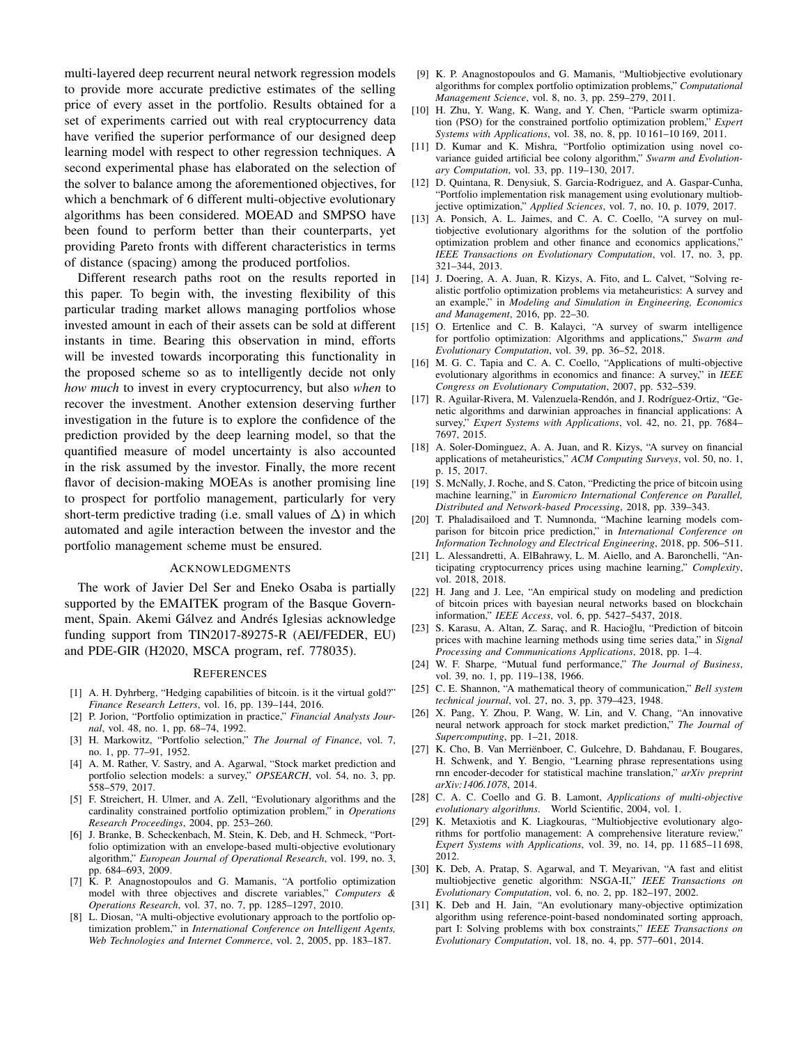multi-layered deep recurrent neural network regression models to provide more accurate predictive estimates of the selling price of every asset in the portfolio. Results obtained for a set of experiments carried out with real cryptocurrency data have verified the superior performance of our designed deep learning model with respect to other regression techniques. A second experimental phase has elaborated on the selection of the solver to balance among the aforementioned objectives, for which a benchmark of 6 different multi-objective evolutionary algorithms has been considered. MOEAD and SMPSO have been found to perform better than their counterparts, yet providing Pareto fronts with different characteristics in terms of distance (spacing) among the produced portfolios.

Different research paths root on the results reported in this paper. To begin with, the investing flexibility of this particular trading market allows managing portfolios whose invested amount in each of their assets can be sold at different instants in time. Bearing this observation in mind, efforts will be invested towards incorporating this functionality in the proposed scheme so as to intelligently decide not only *how much* to invest in every cryptocurrency, but also *when* to recover the investment. Another extension deserving further investigation in the future is to explore the confidence of the prediction provided by the deep learning model, so that the quantified measure of model uncertainty is also accounted in the risk assumed by the investor. Finally, the more recent flavor of decision-making MOEAs is another promising line to prospect for portfolio management, particularly for very short-term predictive trading (i.e. small values of $\Delta$) in which automated and agile interaction between the investor and the portfolio management scheme must be ensured.

## Acknowledgments

The work of Javier Del Ser and Eneko Osaba is partially supported by the EMAITEK program of the Basque Government, Spain. Akemi Gálvez and Andrés Iglesias acknowledge funding support from TIN2017-89275-R (AEI/FEDER, EU) and PDE-GIR (H2020, MSCA program, ref. 778035).

## References

[1] A. H. Dyhrberg, "Hedging capabilities of bitcoin. is it the virtual gold?" *Finance Research Letters*, vol. 16, pp. 139–144, 2016.

[2] P. Jorion, "Portfolio optimization in practice," *Financial Analysts Journal*, vol. 48, no. 1, pp. 68–74, 1992.

[3] H. Markowitz, "Portfolio selection," *The Journal of Finance*, vol. 7, no. 1, pp. 77–91, 1952.

[4] A. M. Rather, V. Sastry, and A. Agarwal, "Stock market prediction and portfolio selection models: a survey," *OPSEARCH*, vol. 54, no. 3, pp. 558–579, 2017.

[5] F. Streichert, H. Ulmer, and A. Zell, "Evolutionary algorithms and the cardinality constrained portfolio optimization problem," in *Operations Research Proceedings*, 2004, pp. 253–260.

[6] J. Branke, B. Scheckenbach, M. Stein, K. Deb, and H. Schmeck, "Portfolio optimization with an envelope-based multi-objective evolutionary algorithm," *European Journal of Operational Research*, vol. 199, no. 3, pp. 684–693, 2009.

[7] K. P. Anagnostopoulos and G. Mamanis, "A portfolio optimization model with three objectives and discrete variables," *Computers & Operations Research*, vol. 37, no. 7, pp. 1285–1297, 2010.

[8] L. Diosan, "A multi-objective evolutionary approach to the portfolio optimization problem," in *International Conference on Intelligent Agents, Web Technologies and Internet Commerce*, vol. 2, 2005, pp. 183–187.

[9] K. P. Anagnostopoulos and G. Mamanis, "Multiobjective evolutionary algorithms for complex portfolio optimization problems," *Computational Management Science*, vol. 8, no. 3, pp. 259–279, 2011.

[10] H. Zhu, Y. Wang, K. Wang, and Y. Chen, "Particle swarm optimization (PSO) for the constrained portfolio optimization problem," *Expert Systems with Applications*, vol. 38, no. 8, pp. 10 161–10 169, 2011.

[11] D. Kumar and K. Mishra, "Portfolio optimization using novel covariance guided artificial bee colony algorithm," *Swarm and Evolutionary Computation*, vol. 33, pp. 119–130, 2017.

[12] D. Quintana, R. Denysiuk, S. Garcia-Rodriguez, and A. Gaspar-Cunha, "Portfolio implementation risk management using evolutionary multiobjective optimization," *Applied Sciences*, vol. 7, no. 10, p. 1079, 2017.

[13] A. Ponsich, A. L. Jaimes, and C. A. C. Coello, "A survey on multiobjective evolutionary algorithms for the solution of the portfolio optimization problem and other finance and economics applications," *IEEE Transactions on Evolutionary Computation*, vol. 17, no. 3, pp. 321–344, 2013.

[14] J. Doering, A. A. Juan, R. Kizys, A. Fito, and L. Calvet, "Solving realistic portfolio optimization problems via metaheuristics: A survey and an example," in *Modeling and Simulation in Engineering, Economics and Management*, 2016, pp. 22–30.

[15] O. Ertenlice and C. B. Kalayci, "A survey of swarm intelligence for portfolio optimization: Algorithms and applications," *Swarm and Evolutionary Computation*, vol. 39, pp. 36–52, 2018.

[16] M. G. C. Tapia and C. A. C. Coello, "Applications of multi-objective evolutionary algorithms in economics and finance: A survey," in *IEEE Congress on Evolutionary Computation*, 2007, pp. 532–539.

[17] R. Aguilar-Rivera, M. Valenzuela-Rendón, and J. Rodríguez-Ortiz, "Genetic algorithms and darwinian approaches in financial applications: A survey," *Expert Systems with Applications*, vol. 42, no. 21, pp. 7684–7697, 2015.

[18] A. Soler-Dominguez, A. A. Juan, and R. Kizys, "A survey on financial applications of metaheuristics," *ACM Computing Surveys*, vol. 50, no. 1, p. 15, 2017.

[19] S. McNally, J. Roche, and S. Caton, "Predicting the price of bitcoin using machine learning," in *Euromicro International Conference on Parallel, Distributed and Network-based Processing*, 2018, pp. 339–343.

[20] T. Phaladisailoed and T. Numnonda, "Machine learning models comparison for bitcoin price prediction," in *International Conference on Information Technology and Electrical Engineering*, 2018, pp. 506–511.

[21] L. Alessandretti, A. ElBahrawy, L. M. Aiello, and A. Baronchelli, "Anticipating cryptocurrency prices using machine learning," *Complexity*, vol. 2018, 2018.

[22] H. Jang and J. Lee, "An empirical study on modeling and prediction of bitcoin prices with bayesian neural networks based on blockchain information," *IEEE Access*, vol. 6, pp. 5427–5437, 2018.

[23] S. Karasu, A. Altan, Z. Saraç, and R. Hacioğlu, "Prediction of bitcoin prices with machine learning methods using time series data," in *Signal Processing and Communications Applications*, 2018, pp. 1–4.

[24] W. F. Sharpe, "Mutual fund performance," *The Journal of Business*, vol. 39, no. 1, pp. 119–138, 1966.

[25] C. E. Shannon, "A mathematical theory of communication," *Bell system technical journal*, vol. 27, no. 3, pp. 379–423, 1948.

[26] X. Pang, Y. Zhou, P. Wang, W. Lin, and V. Chang, "An innovative neural network approach for stock market prediction," *The Journal of Supercomputing*, pp. 1–21, 2018.

[27] K. Cho, B. Van Merriënboer, C. Gulcehre, D. Bahdanau, F. Bougares, H. Schwenk, and Y. Bengio, "Learning phrase representations using rnn encoder-decoder for statistical machine translation," *arXiv preprint arXiv:1406.1078*, 2014.

[28] C. A. C. Coello and G. B. Lamont, *Applications of multi-objective evolutionary algorithms*. World Scientific, 2004, vol. 1.

[29] K. Metaxiotis and K. Liagkouras, "Multiobjective evolutionary algorithms for portfolio management: A comprehensive literature review," *Expert Systems with Applications*, vol. 39, no. 14, pp. 11 685–11 698, 2012.

[30] K. Deb, A. Pratap, S. Agarwal, and T. Meyarivan, "A fast and elitist multiobjective genetic algorithm: NSGA-II," *IEEE Transactions on Evolutionary Computation*, vol. 6, no. 2, pp. 182–197, 2002.

[31] K. Deb and H. Jain, "An evolutionary many-objective optimization algorithm using reference-point-based nondominated sorting approach, part I: Solving problems with box constraints," *IEEE Transactions on Evolutionary Computation*, vol. 18, no. 4, pp. 577–601, 2014.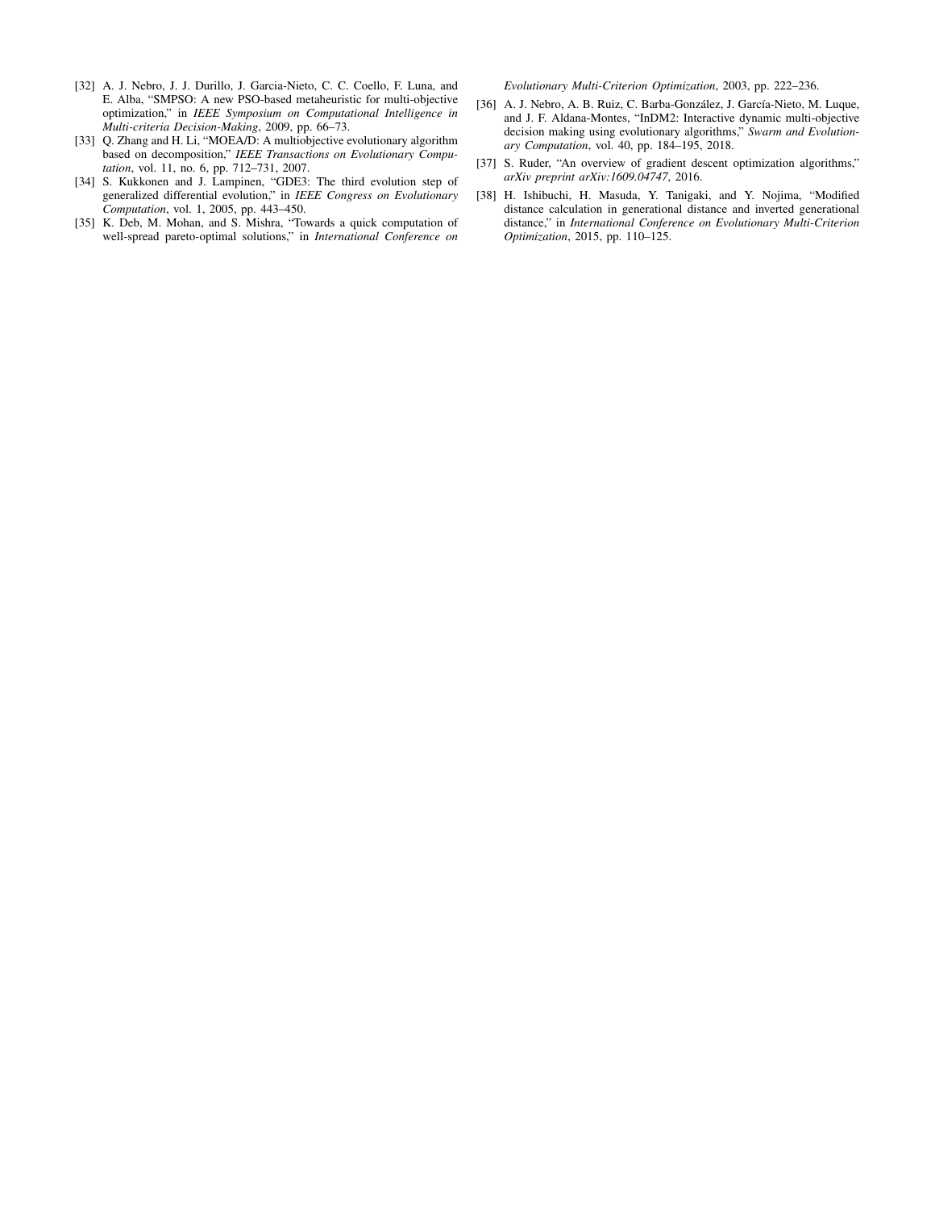[32] A. J. Nebro, J. J. Durillo, J. Garcia-Nieto, C. C. Coello, F. Luna, and E. Alba, "SMPSO: A new PSO-based metaheuristic for multi-objective optimization," in *IEEE Symposium on Computational Intelligence in Multi-criteria Decision-Making*, 2009, pp. 66–73.

[33] Q. Zhang and H. Li, "MOEA/D: A multiobjective evolutionary algorithm based on decomposition," *IEEE Transactions on Evolutionary Computation*, vol. 11, no. 6, pp. 712–731, 2007.

[34] S. Kukkonen and J. Lampinen, "GDE3: The third evolution step of generalized differential evolution," in *IEEE Congress on Evolutionary Computation*, vol. 1, 2005, pp. 443–450.

[35] K. Deb, M. Mohan, and S. Mishra, "Towards a quick computation of well-spread pareto-optimal solutions," in *International Conference on Evolutionary Multi-Criterion Optimization*, 2003, pp. 222–236.

[36] A. J. Nebro, A. B. Ruiz, C. Barba-González, J. García-Nieto, M. Luque, and J. F. Aldana-Montes, "InDM2: Interactive dynamic multi-objective decision making using evolutionary algorithms," *Swarm and Evolutionary Computation*, vol. 40, pp. 184–195, 2018.

[37] S. Ruder, "An overview of gradient descent optimization algorithms," *arXiv preprint arXiv:1609.04747*, 2016.

[38] H. Ishibuchi, H. Masuda, Y. Tanigaki, and Y. Nojima, "Modified distance calculation in generational distance and inverted generational distance," in *International Conference on Evolutionary Multi-Criterion Optimization*, 2015, pp. 110–125.